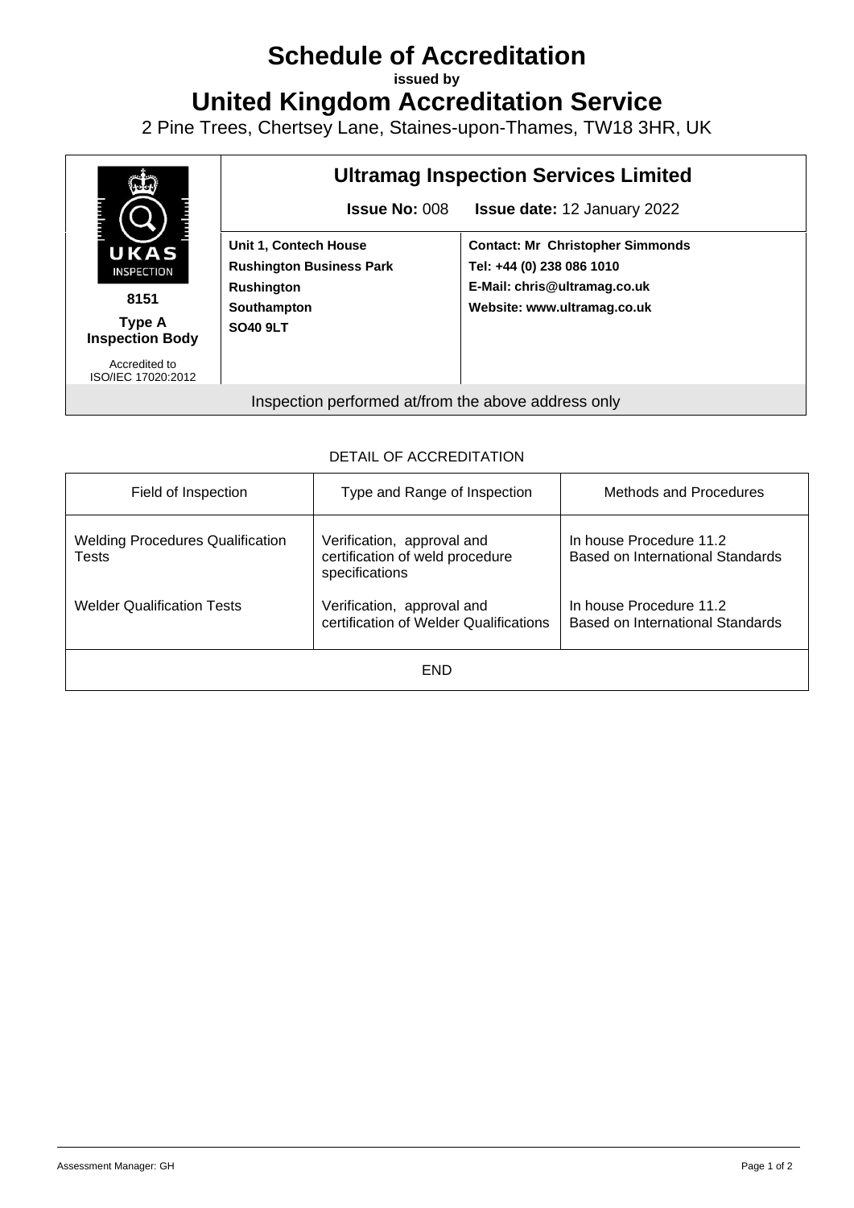# Schedule of Accreditation

**issued by**

# United Kingdom Accreditation Service

2 Pine Trees, Chertsey Lane, Staines-upon-Thames, TW18 3HR, UK

| UKAS INSPECTION | **Ultramag Inspection Services Limited** | |
|---|---|---|
| | **Issue No:** 008 **Issue date:** 12 January 2022 | |
| **8151** **Type A Inspection Body** Accredited to ISO/IEC 17020:2012 | **Unit 1, Contech House** **Rushington Business Park** **Rushington** **Southampton** **SO40 9LT** | **Contact: Mr Christopher Simmonds** **Tel: +44 (0) 238 086 1010** **E-Mail: chris@ultramag.co.uk** **Website: www.ultramag.co.uk** |
| Inspection performed at/from the above address only | | |

DETAIL OF ACCREDITATION

| Field of Inspection | Type and Range of Inspection | Methods and Procedures |
|---|---|---|
| Welding Procedures Qualification Tests | Verification, approval and certification of weld procedure specifications | In house Procedure 11.2 Based on International Standards |
| Welder Qualification Tests | Verification, approval and certification of Welder Qualifications | In house Procedure 11.2 Based on International Standards |
| END | | |

Assessment Manager: GH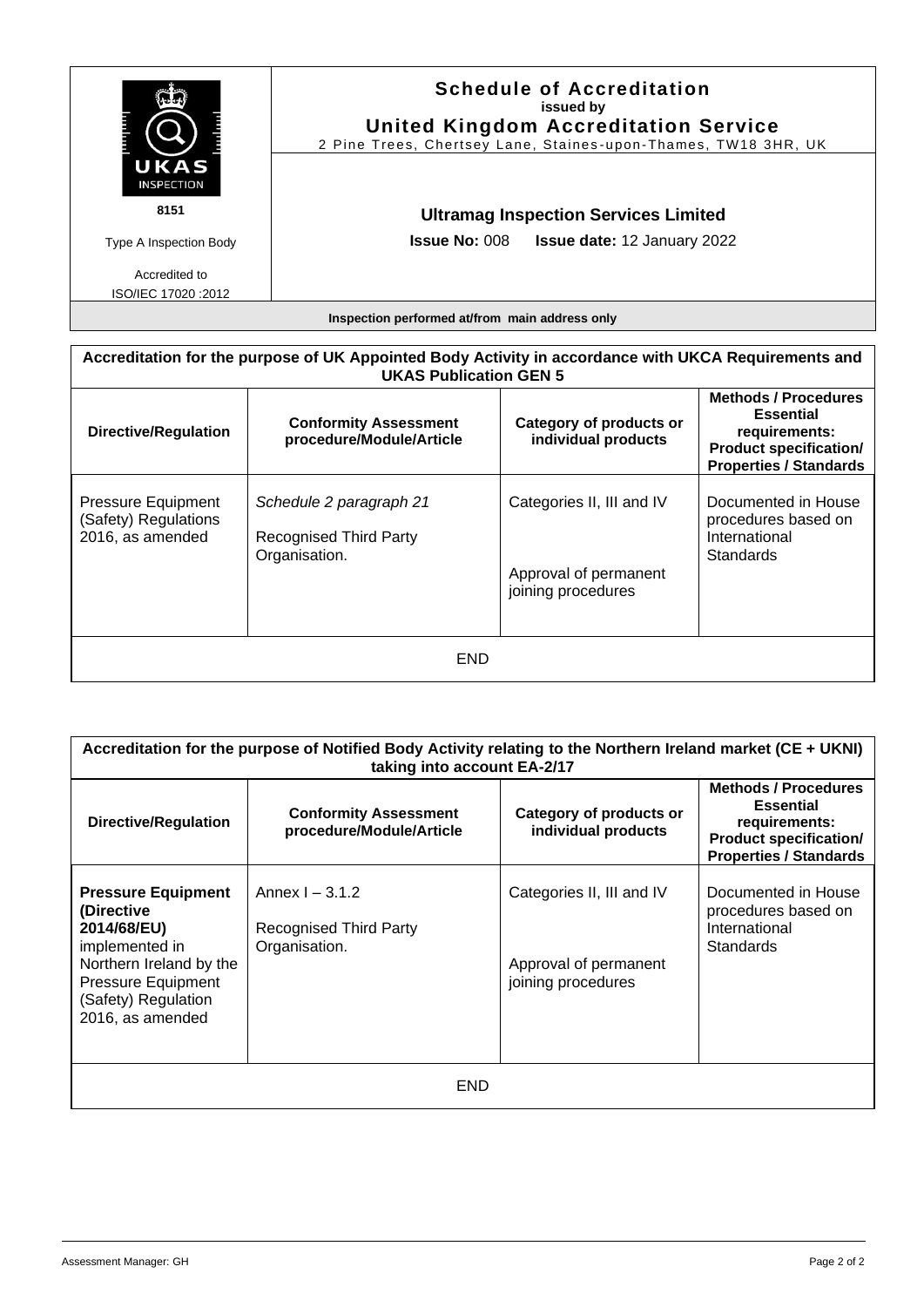UKAS INSPECTION

8151

Type A Inspection Body

Accredited to ISO/IEC 17020 :2012

# Schedule of Accreditation
**issued by**
**United Kingdom Accreditation Service**
2 Pine Trees, Chertsey Lane, Staines-upon-Thames, TW18 3HR, UK

## Ultramag Inspection Services Limited

**Issue No:** 008 **Issue date:** 12 January 2022

**Inspection performed at/from main address only**

**Accreditation for the purpose of UK Appointed Body Activity in accordance with UKCA Requirements and UKAS Publication GEN 5**

| **Directive/Regulation** | **Conformity Assessment procedure/Module/Article** | **Category of products or individual products** | **Methods / Procedures Essential requirements: Product specification/ Properties / Standards** |
|---|---|---|---|
| Pressure Equipment (Safety) Regulations 2016, as amended | *Schedule 2 paragraph 21*<br>Recognised Third Party Organisation. | Categories II, III and IV<br>Approval of permanent joining procedures | Documented in House procedures based on International Standards |
| END | | | |

**Accreditation for the purpose of Notified Body Activity relating to the Northern Ireland market (CE + UKNI) taking into account EA-2/17**

| **Directive/Regulation** | **Conformity Assessment procedure/Module/Article** | **Category of products or individual products** | **Methods / Procedures Essential requirements: Product specification/ Properties / Standards** |
|---|---|---|---|
| **Pressure Equipment (Directive 2014/68/EU)** implemented in Northern Ireland by the Pressure Equipment (Safety) Regulation 2016, as amended | Annex I – 3.1.2<br>Recognised Third Party Organisation. | Categories II, III and IV<br>Approval of permanent joining procedures | Documented in House procedures based on International Standards |
| END | | | |

Assessment Manager: GH